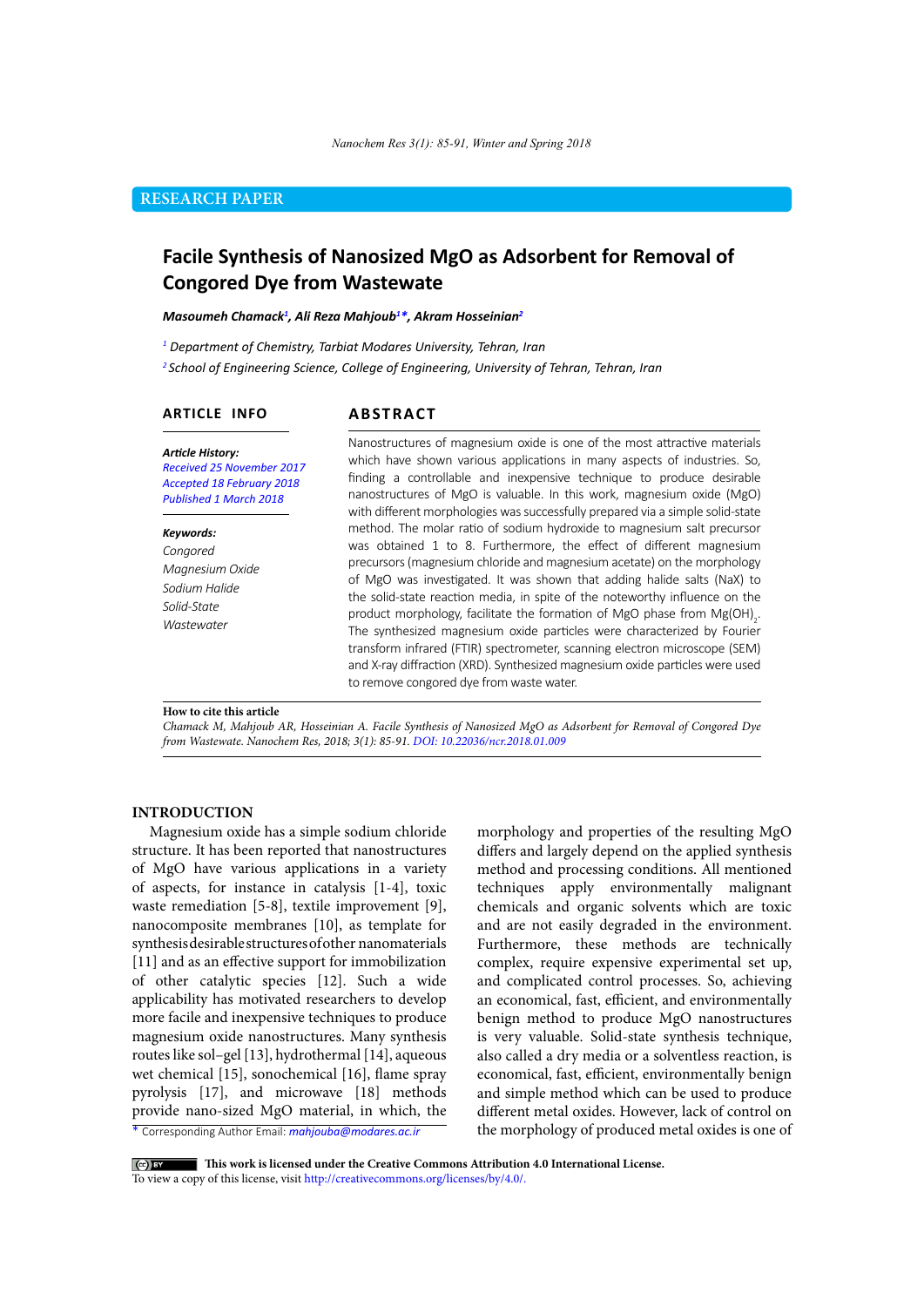RESEARCH PAPER

# Facile Synthesis of Nanosized MgO as Adsorbent for Removal of Congored Dye from Wastewate

***Masoumeh Chamack[1], Ali Reza Mahjoub[1]\*, Akram Hosseinian[2]***

[1] *Department of Chemistry, Tarbiat Modares University, Tehran, Iran*

[2] *School of Engineering Science, College of Engineering, University of Tehran, Tehran, Iran*

## ARTICLE INFO

***Article History:***
*Received 25 November 2017*
*Accepted 18 February 2018*
*Published 1 March 2018*

***Keywords:***
*Congored*
*Magnesium Oxide*
*Sodium Halide*
*Solid-State*
*Wastewater*

## ABSTRACT

Nanostructures of magnesium oxide is one of the most attractive materials which have shown various applications in many aspects of industries. So, finding a controllable and inexpensive technique to produce desirable nanostructures of MgO is valuable. In this work, magnesium oxide (MgO) with different morphologies was successfully prepared via a simple solid-state method. The molar ratio of sodium hydroxide to magnesium salt precursor was obtained 1 to 8. Furthermore, the effect of different magnesium precursors (magnesium chloride and magnesium acetate) on the morphology of MgO was investigated. It was shown that adding halide salts (NaX) to the solid-state reaction media, in spite of the noteworthy influence on the product morphology, facilitate the formation of MgO phase from $Mg(OH)_2$. The synthesized magnesium oxide particles were characterized by Fourier transform infrared (FTIR) spectrometer, scanning electron microscope (SEM) and X-ray diffraction (XRD). Synthesized magnesium oxide particles were used to remove congored dye from waste water.

**How to cite this article**
*Chamack M, Mahjoub AR, Hosseinian A. Facile Synthesis of Nanosized MgO as Adsorbent for Removal of Congored Dye from Wastewate. Nanochem Res, 2018; 3(1): 85-91.* DOI: 10.22036/ncr.2018.01.009

## INTRODUCTION

Magnesium oxide has a simple sodium chloride structure. It has been reported that nanostructures of MgO have various applications in a variety of aspects, for instance in catalysis [1-4], toxic waste remediation [5-8], textile improvement [9], nanocomposite membranes [10], as template for synthesis desirable structures of other nanomaterials [11] and as an effective support for immobilization of other catalytic species [12]. Such a wide applicability has motivated researchers to develop more facile and inexpensive techniques to produce magnesium oxide nanostructures. Many synthesis routes like sol–gel [13], hydrothermal [14], aqueous wet chemical [15], sonochemical [16], flame spray pyrolysis [17], and microwave [18] methods provide nano-sized MgO material, in which, the morphology and properties of the resulting MgO differs and largely depend on the applied synthesis method and processing conditions. All mentioned techniques apply environmentally malignant chemicals and organic solvents which are toxic and are not easily degraded in the environment. Furthermore, these methods are technically complex, require expensive experimental set up, and complicated control processes. So, achieving an economical, fast, efficient, and environmentally benign method to produce MgO nanostructures is very valuable. Solid-state synthesis technique, also called a dry media or a solventless reaction, is economical, fast, efficient, environmentally benign and simple method which can be used to produce different metal oxides. However, lack of control on the morphology of produced metal oxides is one of

\* Corresponding Author Email: mahjouba@modares.ac.ir

**This work is licensed under the Creative Commons Attribution 4.0 International License.**
To view a copy of this license, visit http://creativecommons.org/licenses/by/4.0/.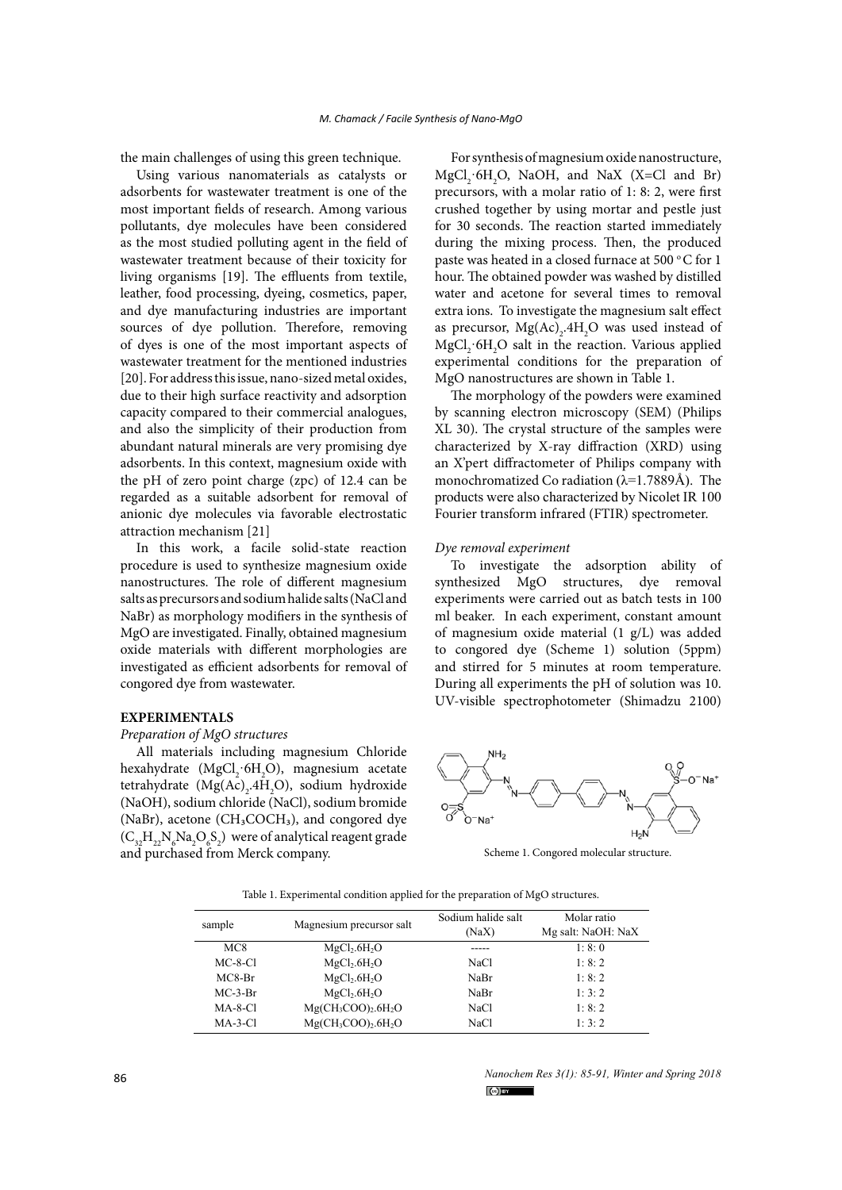the main challenges of using this green technique.

Using various nanomaterials as catalysts or adsorbents for wastewater treatment is one of the most important fields of research. Among various pollutants, dye molecules have been considered as the most studied polluting agent in the field of wastewater treatment because of their toxicity for living organisms [19]. The effluents from textile, leather, food processing, dyeing, cosmetics, paper, and dye manufacturing industries are important sources of dye pollution. Therefore, removing of dyes is one of the most important aspects of wastewater treatment for the mentioned industries [20]. For address this issue, nano-sized metal oxides, due to their high surface reactivity and adsorption capacity compared to their commercial analogues, and also the simplicity of their production from abundant natural minerals are very promising dye adsorbents. In this context, magnesium oxide with the pH of zero point charge (zpc) of 12.4 can be regarded as a suitable adsorbent for removal of anionic dye molecules via favorable electrostatic attraction mechanism [21]

In this work, a facile solid-state reaction procedure is used to synthesize magnesium oxide nanostructures. The role of different magnesium salts as precursors and sodium halide salts (NaCl and NaBr) as morphology modifiers in the synthesis of MgO are investigated. Finally, obtained magnesium oxide materials with different morphologies are investigated as efficient adsorbents for removal of congored dye from wastewater.

## EXPERIMENTALS

### *Preparation of MgO structures*

All materials including magnesium Chloride hexahydrate ($MgCl_2 \cdot 6H_2O$), magnesium acetate tetrahydrate ($Mg(Ac)_2.4H_2O$), sodium hydroxide (NaOH), sodium chloride (NaCl), sodium bromide (NaBr), acetone ($CH_3COCH_3$), and congored dye ($C_{32}H_{22}N_6Na_2O_6S_2$) were of analytical reagent grade and purchased from Merck company.

For synthesis of magnesium oxide nanostructure, $MgCl_2 \cdot 6H_2O$, NaOH, and NaX (X=Cl and Br) precursors, with a molar ratio of 1: 8: 2, were first crushed together by using mortar and pestle just for 30 seconds. The reaction started immediately during the mixing process. Then, the produced paste was heated in a closed furnace at 500 °C for 1 hour. The obtained powder was washed by distilled water and acetone for several times to removal extra ions. To investigate the magnesium salt effect as precursor, $Mg(Ac)_2.4H_2O$ was used instead of $MgCl_2 \cdot 6H_2O$ salt in the reaction. Various applied experimental conditions for the preparation of MgO nanostructures are shown in Table 1.

The morphology of the powders were examined by scanning electron microscopy (SEM) (Philips XL 30). The crystal structure of the samples were characterized by X-ray diffraction (XRD) using an X'pert diffractometer of Philips company with monochromatized Co radiation (λ=1.7889Å). The products were also characterized by Nicolet IR 100 Fourier transform infrared (FTIR) spectrometer.

### *Dye removal experiment*

To investigate the adsorption ability of synthesized MgO structures, dye removal experiments were carried out as batch tests in 100 ml beaker. In each experiment, constant amount of magnesium oxide material (1 g/L) was added to congored dye (Scheme 1) solution (5ppm) and stirred for 5 minutes at room temperature. During all experiments the pH of solution was 10. UV-visible spectrophotometer (Shimadzu 2100)

Scheme 1. Congored molecular structure.

Table 1. Experimental condition applied for the preparation of MgO structures.

| sample | Magnesium precursor salt | Sodium halide salt (NaX) | Molar ratio Mg salt: NaOH: NaX |
|---|---|---|---|
| MC8 | $MgCl_2.6H_2O$ | ----- | 1: 8: 0 |
| MC-8-Cl | $MgCl_2.6H_2O$ | NaCl | 1: 8: 2 |
| MC8-Br | $MgCl_2.6H_2O$ | NaBr | 1: 8: 2 |
| MC-3-Br | $MgCl_2.6H_2O$ | NaBr | 1: 3: 2 |
| MA-8-Cl | $Mg(CH_3COO)_2.6H_2O$ | NaCl | 1: 8: 2 |
| MA-3-Cl | $Mg(CH_3COO)_2.6H_2O$ | NaCl | 1: 3: 2 |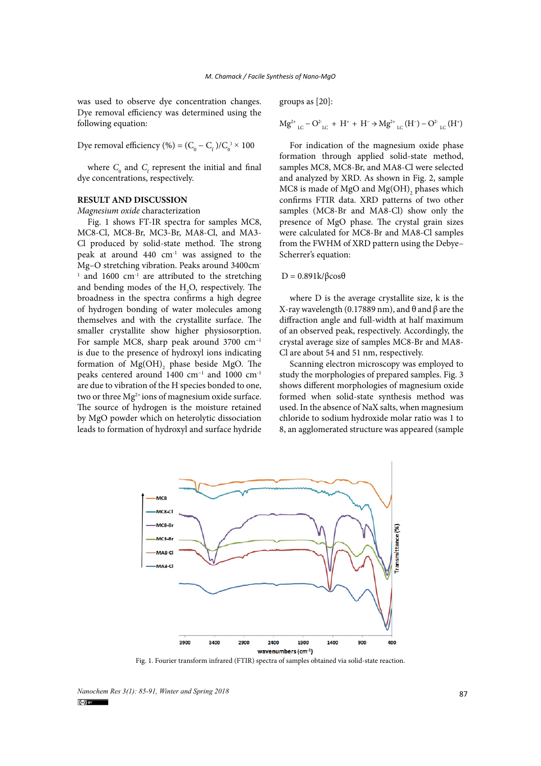was used to observe dye concentration changes. Dye removal efficiency was determined using the following equation:

$$\text{Dye removal efficiency (\%)} = (C_0 - C_f)/C_0 \times 100$$

where $C_0$ and $C_f$ represent the initial and final dye concentrations, respectively.

## RESULT AND DISCUSSION

*Magnesium oxide characterization*

Fig. 1 shows FT-IR spectra for samples MC8, MC8-Cl, MC8-Br, MC3-Br, MA8-Cl, and MA3-Cl produced by solid-state method. The strong peak at around 440 $cm^{-1}$ was assigned to the Mg–O stretching vibration. Peaks around 3400$cm^{-1}$ and 1600 $cm^{-1}$ are attributed to the stretching and bending modes of the $H_2O$, respectively. The broadness in the spectra confirms a high degree of hydrogen bonding of water molecules among themselves and with the crystallite surface. The smaller crystallite show higher physiosorption. For sample MC8, sharp peak around 3700 $cm^{-1}$ is due to the presence of hydroxyl ions indicating formation of $Mg(OH)_2$ phase beside MgO. The peaks centered around 1400 $cm^{-1}$ and 1000 $cm^{-1}$ are due to vibration of the $H^-$ species bonded to one, two or three $Mg^{2+}$ ions of magnesium oxide surface. The source of hydrogen is the moisture retained by MgO powder which on heterolytic dissociation leads to formation of hydroxyl and surface hydride groups as [20]:

$$Mg^{2+}_{LC} - O^{2-}_{LC} + H^+ + H^- \rightarrow Mg^{2+}_{LC}(H^-) - O^{2-}_{LC}(H^+)$$

For indication of the magnesium oxide phase formation through applied solid-state method, samples MC8, MC8-Br, and MA8-Cl were selected and analyzed by XRD. As shown in Fig. 2, sample MC8 is made of MgO and $Mg(OH)_2$ phases which confirms FTIR data. XRD patterns of two other samples (MC8-Br and MA8-Cl) show only the presence of MgO phase. The crystal grain sizes were calculated for MC8-Br and MA8-Cl samples from the FWHM of XRD pattern using the Debye–Scherrer's equation:

$$D = 0.891k/\beta\cos\theta$$

where D is the average crystallite size, k is the X-ray wavelength (0.17889 nm), and θ and β are the diffraction angle and full-width at half maximum of an observed peak, respectively. Accordingly, the crystal average size of samples MC8-Br and MA8-Cl are about 54 and 51 nm, respectively.

Scanning electron microscopy was employed to study the morphologies of prepared samples. Fig. 3 shows different morphologies of magnesium oxide formed when solid-state synthesis method was used. In the absence of NaX salts, when magnesium chloride to sodium hydroxide molar ratio was 1 to 8, an agglomerated structure was appeared (sample

Fig. 1. Fourier transform infrared (FTIR) spectra of samples obtained via solid-state reaction.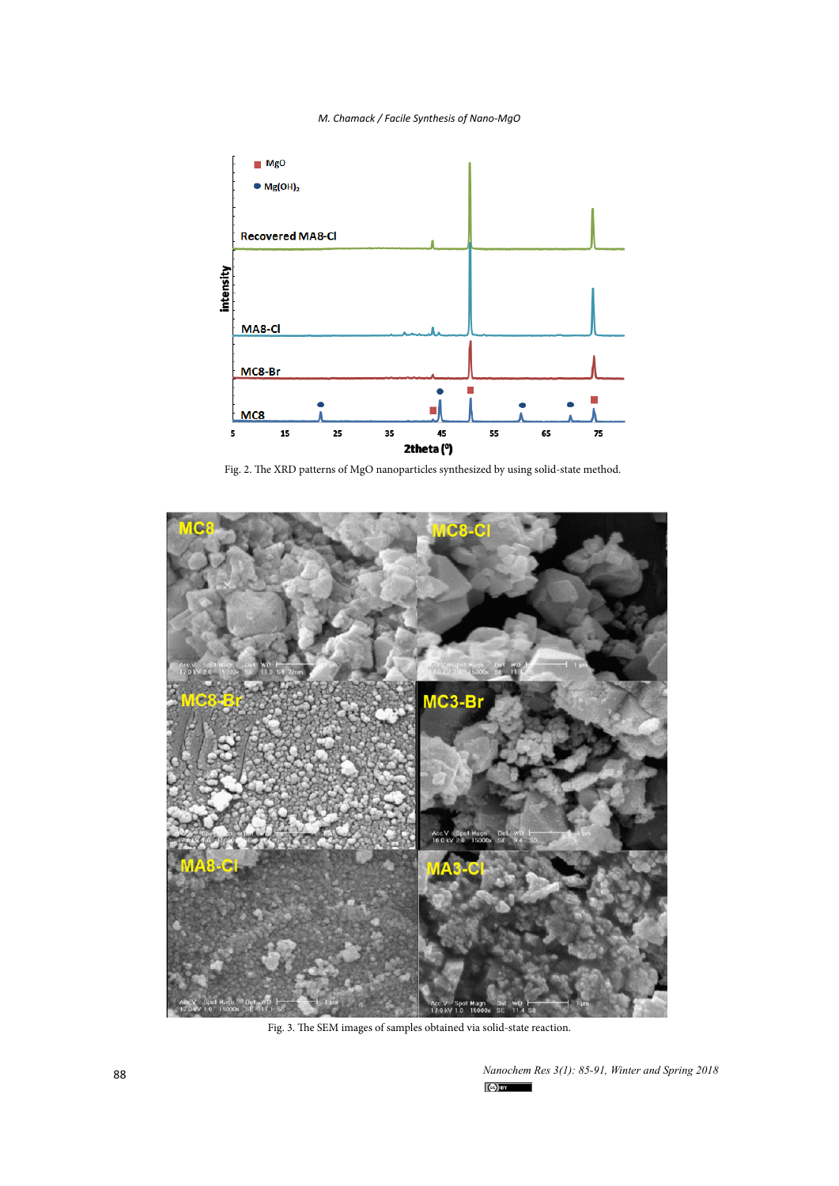Fig. 2. The XRD patterns of MgO nanoparticles synthesized by using solid-state method.

Fig. 3. The SEM images of samples obtained via solid-state reaction.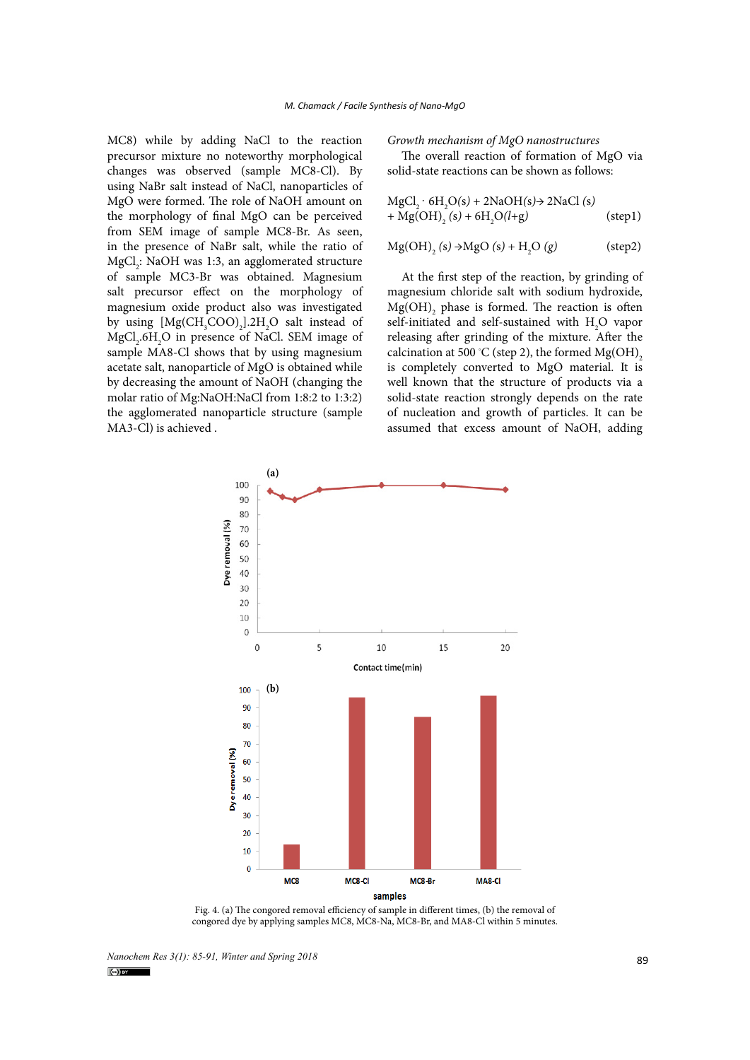MC8) while by adding NaCl to the reaction precursor mixture no noteworthy morphological changes was observed (sample MC8-Cl). By using NaBr salt instead of NaCl, nanoparticles of MgO were formed. The role of NaOH amount on the morphology of final MgO can be perceived from SEM image of sample MC8-Br. As seen, in the presence of NaBr salt, while the ratio of $MgCl_2$: NaOH was 1:3, an agglomerated structure of sample MC3-Br was obtained. Magnesium salt precursor effect on the morphology of magnesium oxide product also was investigated by using $[Mg(CH_3COO)_2].2H_2O$ salt instead of $MgCl_2.6H_2O$ in presence of NaCl. SEM image of sample MA8-Cl shows that by using magnesium acetate salt, nanoparticle of MgO is obtained while by decreasing the amount of NaOH (changing the molar ratio of Mg:NaOH:NaCl from 1:8:2 to 1:3:2) the agglomerated nanoparticle structure (sample MA3-Cl) is achieved .

*Growth mechanism of MgO nanostructures*

The overall reaction of formation of MgO via solid-state reactions can be shown as follows:

$$MgCl_2 \cdot 6H_2O(s) + 2NaOH(s) \rightarrow 2NaCl\ (s) + Mg(OH)_2\ (s) + 6H_2O(l+g) \qquad \text{(step1)}$$

$$Mg(OH)_2\ (s) \rightarrow MgO\ (s) + H_2O\ (g) \qquad \text{(step2)}$$

At the first step of the reaction, by grinding of magnesium chloride salt with sodium hydroxide, $Mg(OH)_2$ phase is formed. The reaction is often self-initiated and self-sustained with $H_2O$ vapor releasing after grinding of the mixture. After the calcination at 500 °C (step 2), the formed $Mg(OH)_2$ is completely converted to MgO material. It is well known that the structure of products via a solid-state reaction strongly depends on the rate of nucleation and growth of particles. It can be assumed that excess amount of NaOH, adding

Fig. 4. (a) The congored removal efficiency of sample in different times, (b) the removal of congored dye by applying samples MC8, MC8-Na, MC8-Br, and MA8-Cl within 5 minutes.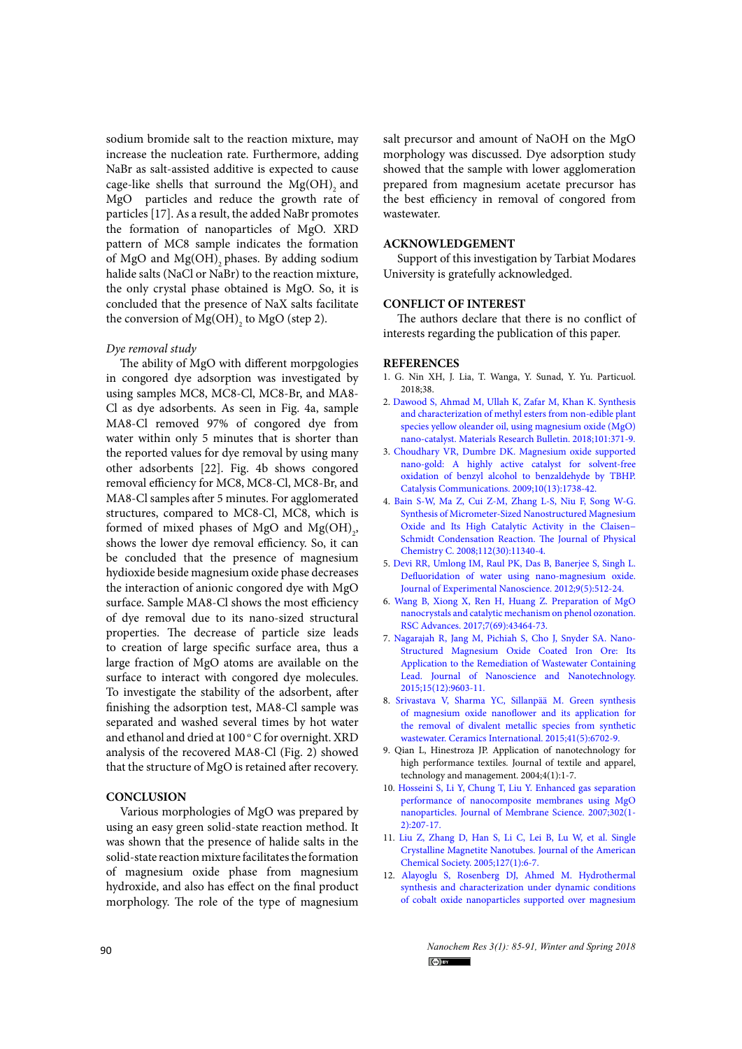sodium bromide salt to the reaction mixture, may increase the nucleation rate. Furthermore, adding NaBr as salt-assisted additive is expected to cause cage-like shells that surround the $Mg(OH)_2$ and MgO particles and reduce the growth rate of particles [17]. As a result, the added NaBr promotes the formation of nanoparticles of MgO. XRD pattern of MC8 sample indicates the formation of MgO and $Mg(OH)_2$ phases. By adding sodium halide salts (NaCl or NaBr) to the reaction mixture, the only crystal phase obtained is MgO. So, it is concluded that the presence of NaX salts facilitate the conversion of $Mg(OH)_2$ to MgO (step 2).

### *Dye removal study*

The ability of MgO with different morpgologies in congored dye adsorption was investigated by using samples MC8, MC8-Cl, MC8-Br, and MA8-Cl as dye adsorbents. As seen in Fig. 4a, sample MA8-Cl removed 97% of congored dye from water within only 5 minutes that is shorter than the reported values for dye removal by using many other adsorbents [22]. Fig. 4b shows congored removal efficiency for MC8, MC8-Cl, MC8-Br, and MA8-Cl samples after 5 minutes. For agglomerated structures, compared to MC8-Cl, MC8, which is formed of mixed phases of MgO and $Mg(OH)_2$, shows the lower dye removal efficiency. So, it can be concluded that the presence of magnesium hydioxide beside magnesium oxide phase decreases the interaction of anionic congored dye with MgO surface. Sample MA8-Cl shows the most efficiency of dye removal due to its nano-sized structural properties. The decrease of particle size leads to creation of large specific surface area, thus a large fraction of MgO atoms are available on the surface to interact with congored dye molecules. To investigate the stability of the adsorbent, after finishing the adsorption test, MA8-Cl sample was separated and washed several times by hot water and ethanol and dried at 100 °C for overnight. XRD analysis of the recovered MA8-Cl (Fig. 2) showed that the structure of MgO is retained after recovery.

## CONCLUSION

Various morphologies of MgO was prepared by using an easy green solid-state reaction method. It was shown that the presence of halide salts in the solid-state reaction mixture facilitates the formation of magnesium oxide phase from magnesium hydroxide, and also has effect on the final product morphology. The role of the type of magnesium salt precursor and amount of NaOH on the MgO morphology was discussed. Dye adsorption study showed that the sample with lower agglomeration prepared from magnesium acetate precursor has the best efficiency in removal of congored from wastewater.

## ACKNOWLEDGEMENT

Support of this investigation by Tarbiat Modares University is gratefully acknowledged.

## CONFLICT OF INTEREST

The authors declare that there is no conflict of interests regarding the publication of this paper.

## REFERENCES

1. G. Nin XH, J. Lia, T. Wanga, Y. Sunad, Y. Yu. Particuol. 2018;38.
2. Dawood S, Ahmad M, Ullah K, Zafar M, Khan K. Synthesis and characterization of methyl esters from non-edible plant species yellow oleander oil, using magnesium oxide (MgO) nano-catalyst. Materials Research Bulletin. 2018;101:371-9.
3. Choudhary VR, Dumbre DK. Magnesium oxide supported nano-gold: A highly active catalyst for solvent-free oxidation of benzyl alcohol to benzaldehyde by TBHP. Catalysis Communications. 2009;10(13):1738-42.
4. Bain S-W, Ma Z, Cui Z-M, Zhang L-S, Niu F, Song W-G. Synthesis of Micrometer-Sized Nanostructured Magnesium Oxide and Its High Catalytic Activity in the Claisen–Schmidt Condensation Reaction. The Journal of Physical Chemistry C. 2008;112(30):11340-4.
5. Devi RR, Umlong IM, Raul PK, Das B, Banerjee S, Singh L. Defluoridation of water using nano-magnesium oxide. Journal of Experimental Nanoscience. 2012;9(5):512-24.
6. Wang B, Xiong X, Ren H, Huang Z. Preparation of MgO nanocrystals and catalytic mechanism on phenol ozonation. RSC Advances. 2017;7(69):43464-73.
7. Nagarajah R, Jang M, Pichiah S, Cho J, Snyder SA. Nano-Structured Magnesium Oxide Coated Iron Ore: Its Application to the Remediation of Wastewater Containing Lead. Journal of Nanoscience and Nanotechnology. 2015;15(12):9603-11.
8. Srivastava V, Sharma YC, Sillanpää M. Green synthesis of magnesium oxide nanoflower and its application for the removal of divalent metallic species from synthetic wastewater. Ceramics International. 2015;41(5):6702-9.
9. Qian L, Hinestroza JP. Application of nanotechnology for high performance textiles. Journal of textile and apparel, technology and management. 2004;4(1):1-7.
10. Hosseini S, Li Y, Chung T, Liu Y. Enhanced gas separation performance of nanocomposite membranes using MgO nanoparticles. Journal of Membrane Science. 2007;302(1-2):207-17.
11. Liu Z, Zhang D, Han S, Li C, Lei B, Lu W, et al. Single Crystalline Magnetite Nanotubes. Journal of the American Chemical Society. 2005;127(1):6-7.
12. Alayoglu S, Rosenberg DJ, Ahmed M. Hydrothermal synthesis and characterization under dynamic conditions of cobalt oxide nanoparticles supported over magnesium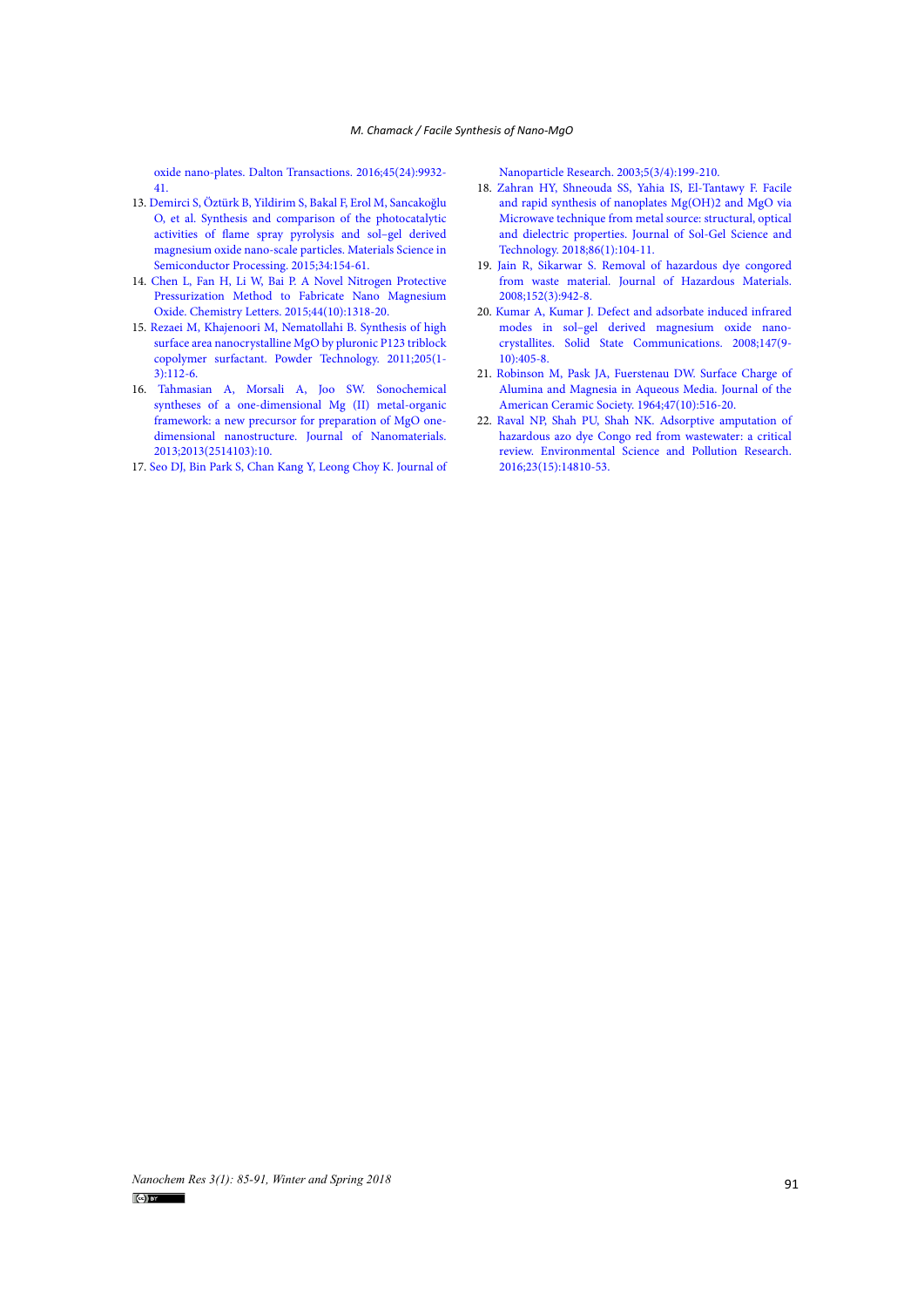oxide nano-plates. Dalton Transactions. 2016;45(24):9932-41.

13. Demirci S, Öztürk B, Yildirim S, Bakal F, Erol M, Sancakoğlu O, et al. Synthesis and comparison of the photocatalytic activities of flame spray pyrolysis and sol–gel derived magnesium oxide nano-scale particles. Materials Science in Semiconductor Processing. 2015;34:154-61.
14. Chen L, Fan H, Li W, Bai P. A Novel Nitrogen Protective Pressurization Method to Fabricate Nano Magnesium Oxide. Chemistry Letters. 2015;44(10):1318-20.
15. Rezaei M, Khajenoori M, Nematollahi B. Synthesis of high surface area nanocrystalline MgO by pluronic P123 triblock copolymer surfactant. Powder Technology. 2011;205(1-3):112-6.
16. Tahmasian A, Morsali A, Joo SW. Sonochemical syntheses of a one-dimensional Mg (II) metal-organic framework: a new precursor for preparation of MgO one-dimensional nanostructure. Journal of Nanomaterials. 2013;2013(2514103):10.
17. Seo DJ, Bin Park S, Chan Kang Y, Leong Choy K. Journal of Nanoparticle Research. 2003;5(3/4):199-210.
18. Zahran HY, Shneouda SS, Yahia IS, El-Tantawy F. Facile and rapid synthesis of nanoplates Mg(OH)2 and MgO via Microwave technique from metal source: structural, optical and dielectric properties. Journal of Sol-Gel Science and Technology. 2018;86(1):104-11.
19. Jain R, Sikarwar S. Removal of hazardous dye congored from waste material. Journal of Hazardous Materials. 2008;152(3):942-8.
20. Kumar A, Kumar J. Defect and adsorbate induced infrared modes in sol–gel derived magnesium oxide nano-crystallites. Solid State Communications. 2008;147(9-10):405-8.
21. Robinson M, Pask JA, Fuerstenau DW. Surface Charge of Alumina and Magnesia in Aqueous Media. Journal of the American Ceramic Society. 1964;47(10):516-20.
22. Raval NP, Shah PU, Shah NK. Adsorptive amputation of hazardous azo dye Congo red from wastewater: a critical review. Environmental Science and Pollution Research. 2016;23(15):14810-53.